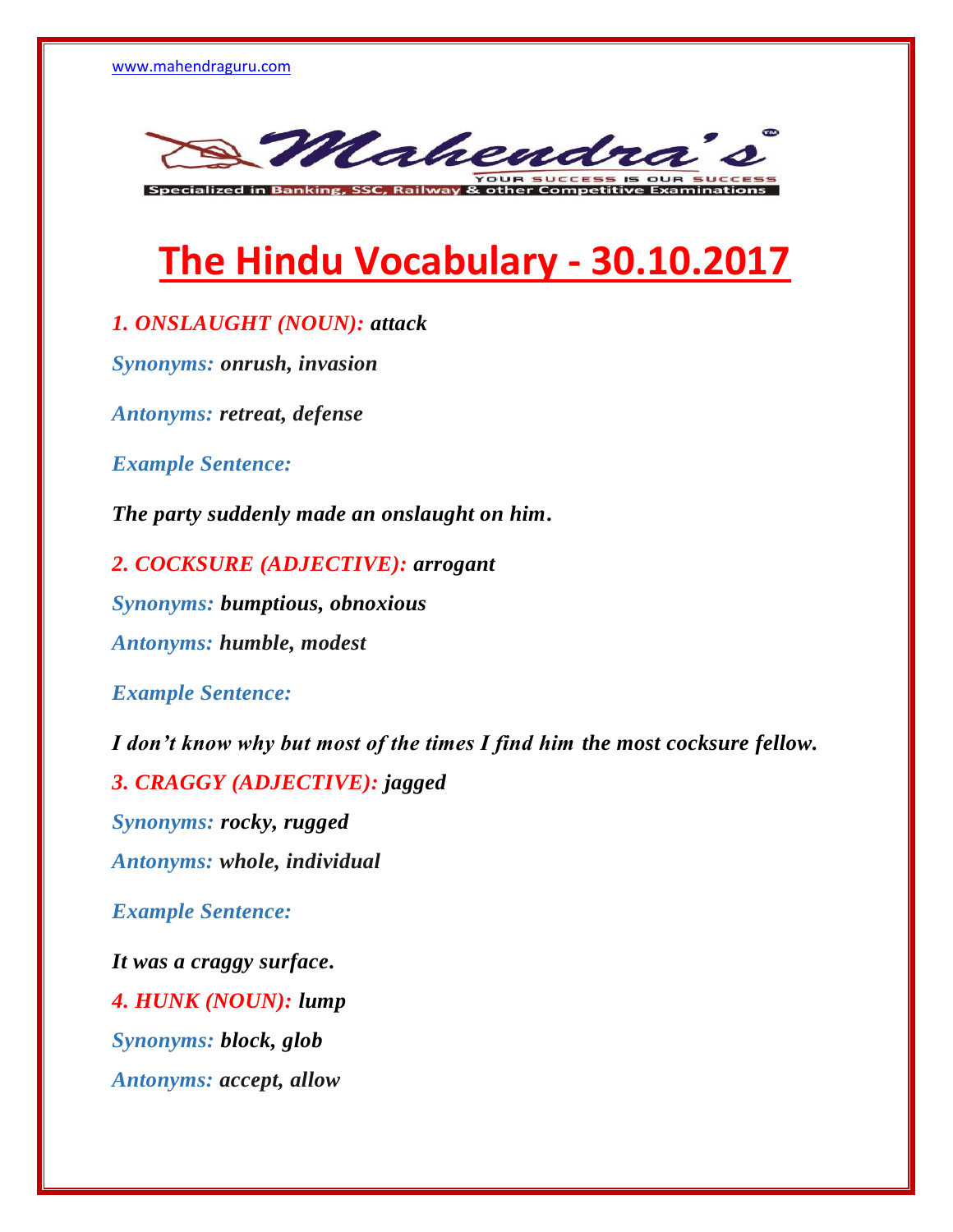# The Hindu Vocabulary - 30.10.2017

***1. ONSLAUGHT (NOUN): attack***

***Synonyms: onrush, invasion***

***Antonyms: retreat, defense***

***Example Sentence:***

***The party suddenly made an onslaught on him.***

***2. COCKSURE (ADJECTIVE): arrogant***

***Synonyms: bumptious, obnoxious***

***Antonyms: humble, modest***

***Example Sentence:***

***I don't know why but most of the times I find him the most cocksure fellow.***

***3. CRAGGY (ADJECTIVE): jagged***

***Synonyms: rocky, rugged***

***Antonyms: whole, individual***

***Example Sentence:***

***It was a craggy surface.***

***4. HUNK (NOUN): lump***

***Synonyms: block, glob***

***Antonyms: accept, allow***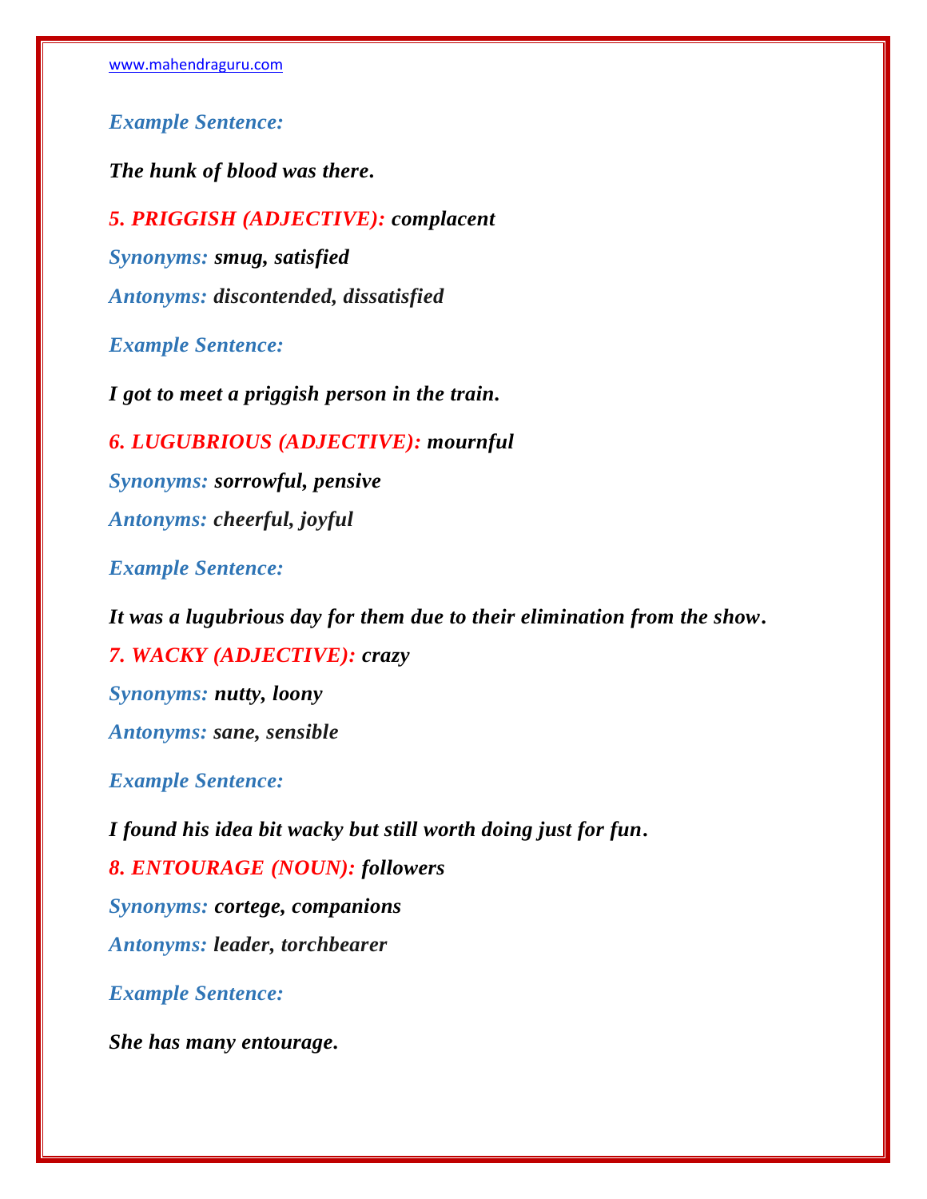***Example Sentence:***

***The hunk of blood was there.***

***5. PRIGGISH (ADJECTIVE): complacent***

***Synonyms: smug, satisfied***

***Antonyms: discontended, dissatisfied***

***Example Sentence:***

***I got to meet a priggish person in the train.***

***6. LUGUBRIOUS (ADJECTIVE): mournful***

***Synonyms: sorrowful, pensive***

***Antonyms: cheerful, joyful***

***Example Sentence:***

***It was a lugubrious day for them due to their elimination from the show.***

***7. WACKY (ADJECTIVE): crazy***

***Synonyms: nutty, loony***

***Antonyms: sane, sensible***

***Example Sentence:***

***I found his idea bit wacky but still worth doing just for fun.***

***8. ENTOURAGE (NOUN): followers***

***Synonyms: cortege, companions***

***Antonyms: leader, torchbearer***

***Example Sentence:***

***She has many entourage.***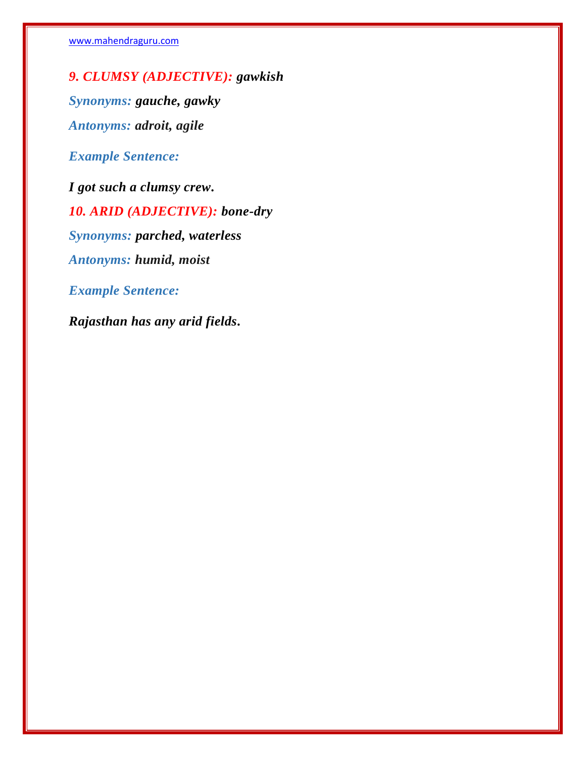***9. CLUMSY (ADJECTIVE): gawkish***

***Synonyms: gauche, gawky***

***Antonyms: adroit, agile***

***Example Sentence:***

***I got such a clumsy crew.***

***10. ARID (ADJECTIVE): bone-dry***

***Synonyms: parched, waterless***

***Antonyms: humid, moist***

***Example Sentence:***

***Rajasthan has any arid fields.***